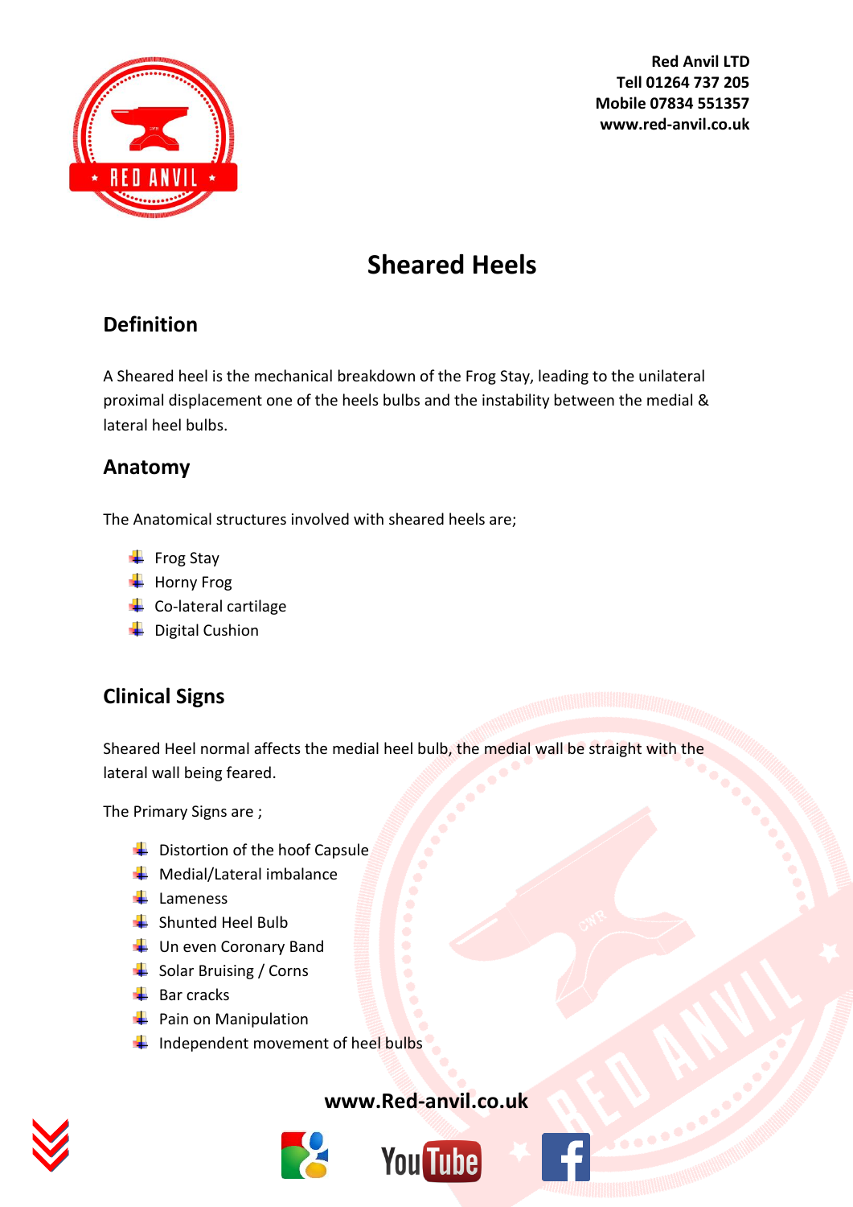Red Anvil LTD
Tell 01264 737 205
Mobile 07834 551357
www.red-anvil.co.uk

# Sheared Heels

## Definition

A Sheared heel is the mechanical breakdown of the Frog Stay, leading to the unilateral proximal displacement one of the heels bulbs and the instability between the medial & lateral heel bulbs.

## Anatomy

The Anatomical structures involved with sheared heels are;

- Frog Stay
- Horny Frog
- Co-lateral cartilage
- Digital Cushion

## Clinical Signs

Sheared Heel normal affects the medial heel bulb, the medial wall be straight with the lateral wall being feared.

The Primary Signs are ;

- Distortion of the hoof Capsule
- Medial/Lateral imbalance
- Lameness
- Shunted Heel Bulb
- Un even Coronary Band
- Solar Bruising / Corns
- Bar cracks
- Pain on Manipulation
- Independent movement of heel bulbs

www.Red-anvil.co.uk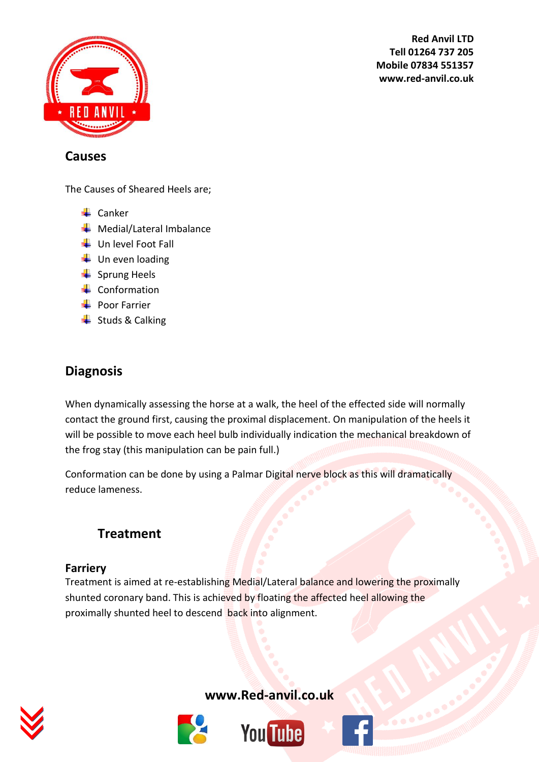## Causes

The Causes of Sheared Heels are;

- Canker
- Medial/Lateral Imbalance
- Un level Foot Fall
- Un even loading
- Sprung Heels
- Conformation
- Poor Farrier
- Studs & Calking

## Diagnosis

When dynamically assessing the horse at a walk, the heel of the effected side will normally contact the ground first, causing the proximal displacement. On manipulation of the heels it will be possible to move each heel bulb individually indication the mechanical breakdown of the frog stay (this manipulation can be pain full.)

Conformation can be done by using a Palmar Digital nerve block as this will dramatically reduce lameness.

## Treatment

### Farriery

Treatment is aimed at re-establishing Medial/Lateral balance and lowering the proximally shunted coronary band. This is achieved by floating the affected heel allowing the proximally shunted heel to descend back into alignment.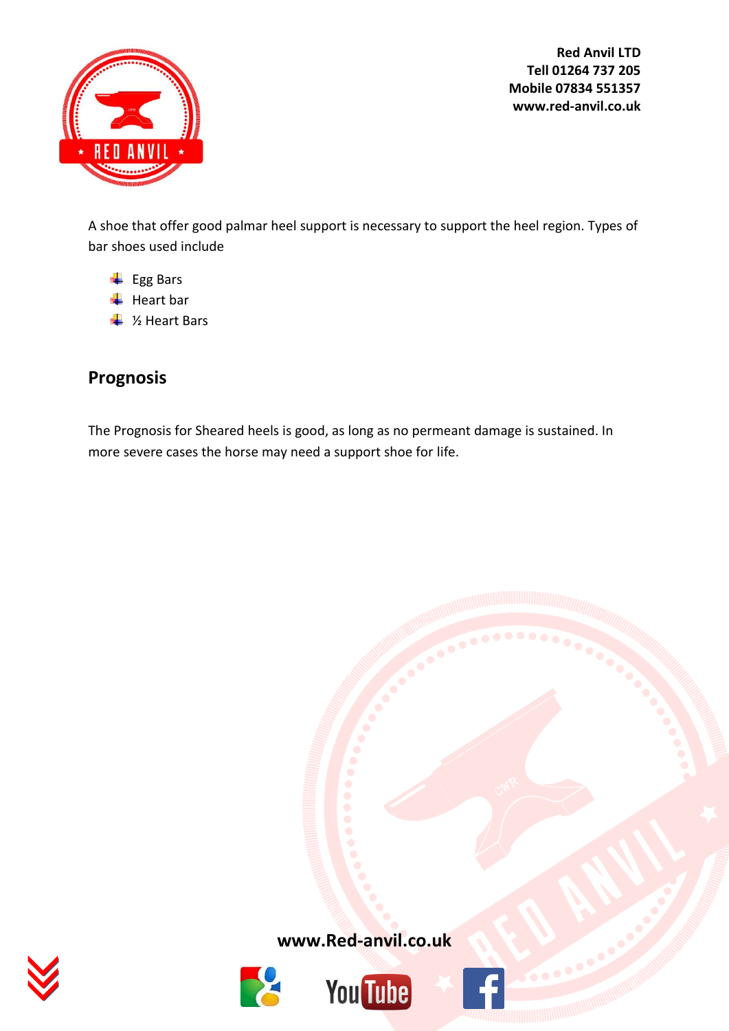A shoe that offer good palmar heel support is necessary to support the heel region. Types of bar shoes used include

- Egg Bars
- Heart bar
- ½ Heart Bars

## Prognosis

The Prognosis for Sheared heels is good, as long as no permeant damage is sustained. In more severe cases the horse may need a support shoe for life.